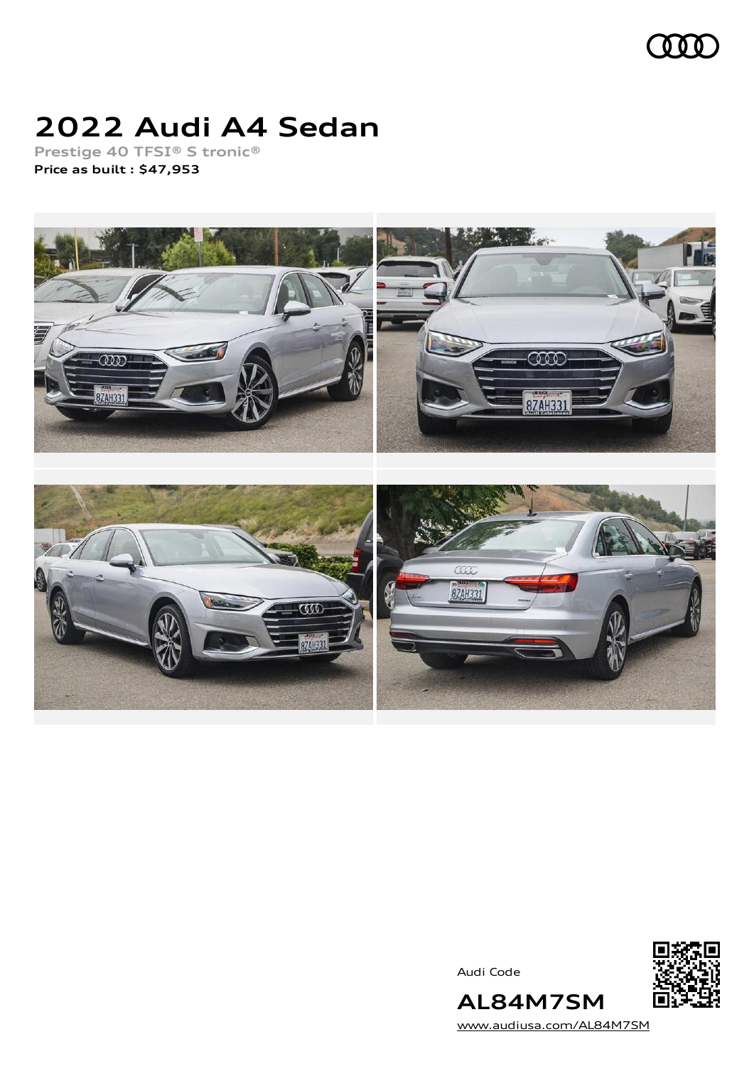# 2022 Audi A4 Sedan

Prestige 40 TFSI® S tronic®

**Price as built : $47,953**

Audi Code

**AL84M7SM**

www.audiusa.com/AL84M7SM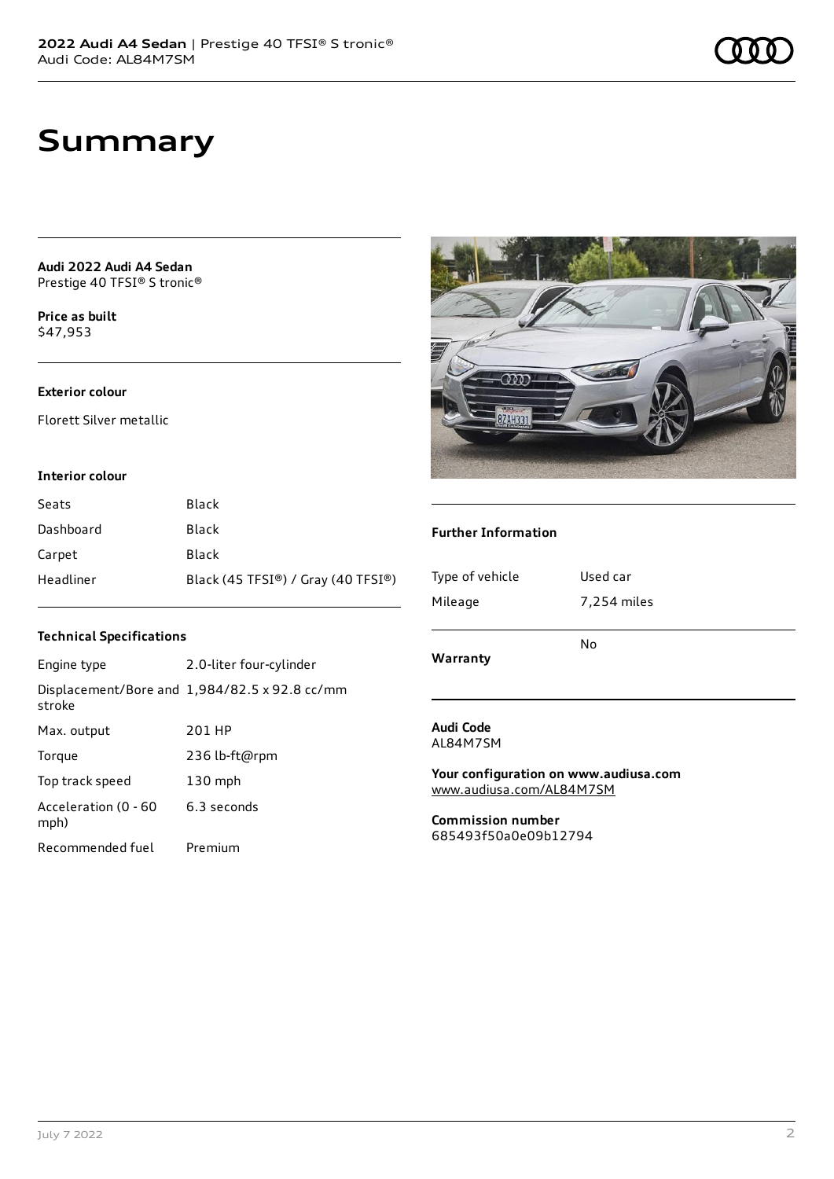# Summary

**Audi 2022 Audi A4 Sedan**
Prestige 40 TFSI® S tronic®

**Price as built**
$47,953

### Exterior colour

Florett Silver metallic

### Interior colour

| | |
|---|---|
| Seats | Black |
| Dashboard | Black |
| Carpet | Black |
| Headliner | Black (45 TFSI®) / Gray (40 TFSI®) |

### Technical Specifications

| | |
|---|---|
| Engine type | 2.0-liter four-cylinder |
| Displacement/Bore and stroke | 1,984/82.5 x 92.8 cc/mm |
| Max. output | 201 HP |
| Torque | 236 lb-ft@rpm |
| Top track speed | 130 mph |
| Acceleration (0 - 60 mph) | 6.3 seconds |
| Recommended fuel | Premium |

### Further Information

| | |
|---|---|
| Type of vehicle | Used car |
| Mileage | 7,254 miles |
| **Warranty** | No |

**Audi Code**
AL84M7SM

**Your configuration on www.audiusa.com**
www.audiusa.com/AL84M7SM

**Commission number**
685493f50a0e09b12794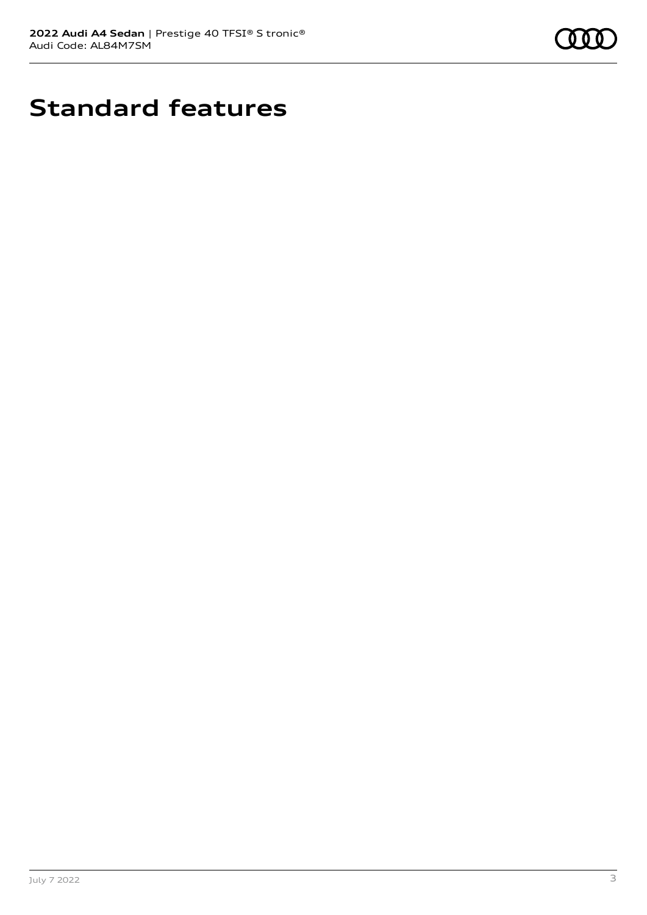# Standard features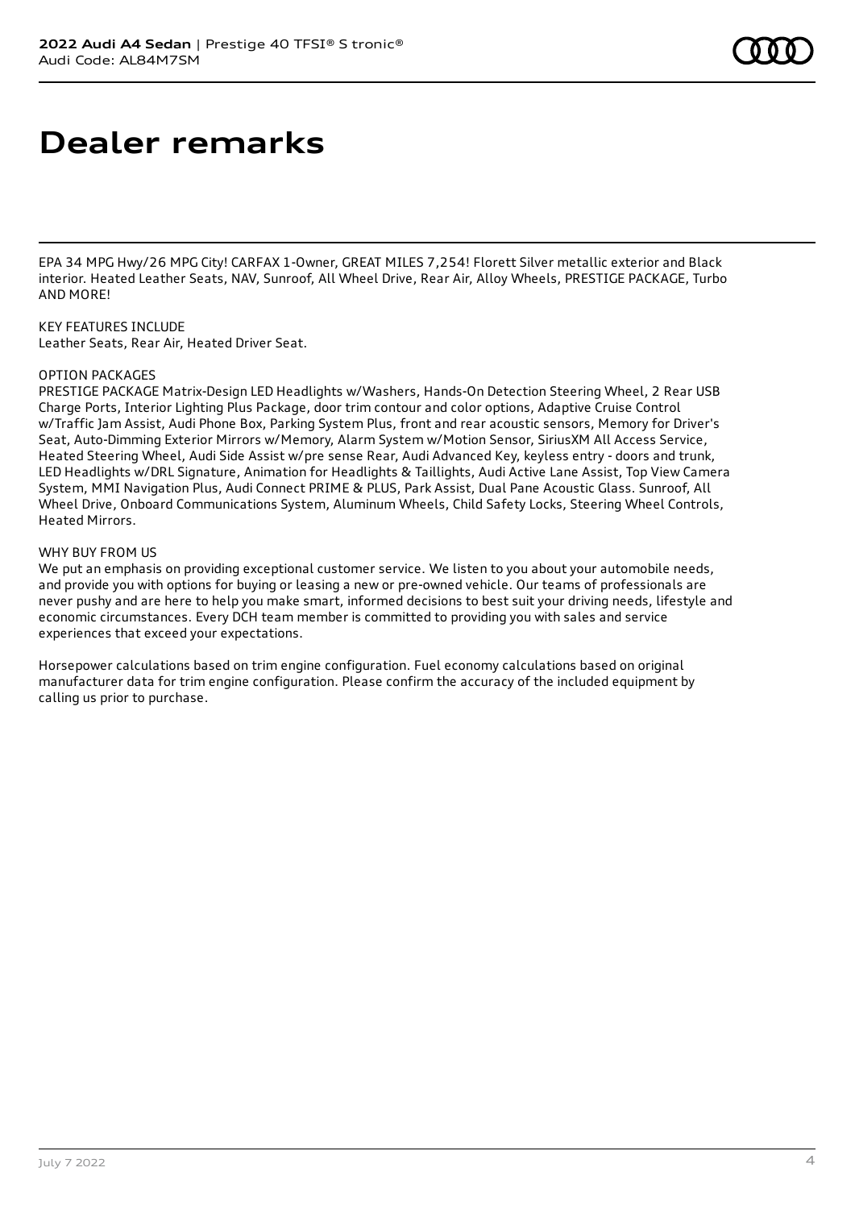# Dealer remarks

EPA 34 MPG Hwy/26 MPG City! CARFAX 1-Owner, GREAT MILES 7,254! Florett Silver metallic exterior and Black interior. Heated Leather Seats, NAV, Sunroof, All Wheel Drive, Rear Air, Alloy Wheels, PRESTIGE PACKAGE, Turbo AND MORE!

KEY FEATURES INCLUDE
Leather Seats, Rear Air, Heated Driver Seat.

OPTION PACKAGES
PRESTIGE PACKAGE Matrix-Design LED Headlights w/Washers, Hands-On Detection Steering Wheel, 2 Rear USB Charge Ports, Interior Lighting Plus Package, door trim contour and color options, Adaptive Cruise Control w/Traffic Jam Assist, Audi Phone Box, Parking System Plus, front and rear acoustic sensors, Memory for Driver's Seat, Auto-Dimming Exterior Mirrors w/Memory, Alarm System w/Motion Sensor, SiriusXM All Access Service, Heated Steering Wheel, Audi Side Assist w/pre sense Rear, Audi Advanced Key, keyless entry - doors and trunk, LED Headlights w/DRL Signature, Animation for Headlights & Taillights, Audi Active Lane Assist, Top View Camera System, MMI Navigation Plus, Audi Connect PRIME & PLUS, Park Assist, Dual Pane Acoustic Glass. Sunroof, All Wheel Drive, Onboard Communications System, Aluminum Wheels, Child Safety Locks, Steering Wheel Controls, Heated Mirrors.

WHY BUY FROM US
We put an emphasis on providing exceptional customer service. We listen to you about your automobile needs, and provide you with options for buying or leasing a new or pre-owned vehicle. Our teams of professionals are never pushy and are here to help you make smart, informed decisions to best suit your driving needs, lifestyle and economic circumstances. Every DCH team member is committed to providing you with sales and service experiences that exceed your expectations.

Horsepower calculations based on trim engine configuration. Fuel economy calculations based on original manufacturer data for trim engine configuration. Please confirm the accuracy of the included equipment by calling us prior to purchase.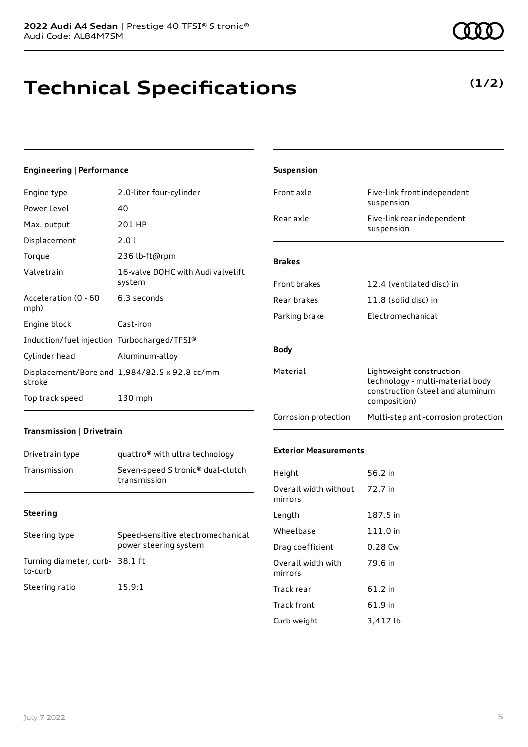**2022 Audi A4 Sedan** | Prestige 40 TFSI® S tronic®
Audi Code: AL84M7SM

# Technical Specifications

**(1/2)**

### Engineering | Performance

| | |
|---|---|
| Engine type | 2.0-liter four-cylinder |
| Power Level | 40 |
| Max. output | 201 HP |
| Displacement | 2.0 l |
| Torque | 236 lb-ft@rpm |
| Valvetrain | 16-valve DOHC with Audi valvelift system |
| Acceleration (0 - 60 mph) | 6.3 seconds |
| Engine block | Cast-iron |
| Induction/fuel injection | Turbocharged/TFSI® |
| Cylinder head | Aluminum-alloy |
| Displacement/Bore and stroke | 1,984/82.5 x 92.8 cc/mm |
| Top track speed | 130 mph |

### Transmission | Drivetrain

| | |
|---|---|
| Drivetrain type | quattro® with ultra technology |
| Transmission | Seven-speed S tronic® dual-clutch transmission |

### Steering

| | |
|---|---|
| Steering type | Speed-sensitive electromechanical power steering system |
| Turning diameter, curb-to-curb | 38.1 ft |
| Steering ratio | 15.9:1 |

### Suspension

| | |
|---|---|
| Front axle | Five-link front independent suspension |
| Rear axle | Five-link rear independent suspension |

### Brakes

| | |
|---|---|
| Front brakes | 12.4 (ventilated disc) in |
| Rear brakes | 11.8 (solid disc) in |
| Parking brake | Electromechanical |

### Body

| | |
|---|---|
| Material | Lightweight construction technology - multi-material body construction (steel and aluminum composition) |
| Corrosion protection | Multi-step anti-corrosion protection |

### Exterior Measurements

| | |
|---|---|
| Height | 56.2 in |
| Overall width without mirrors | 72.7 in |
| Length | 187.5 in |
| Wheelbase | 111.0 in |
| Drag coefficient | 0.28 Cw |
| Overall width with mirrors | 79.6 in |
| Track rear | 61.2 in |
| Track front | 61.9 in |
| Curb weight | 3,417 lb |

July 7 2022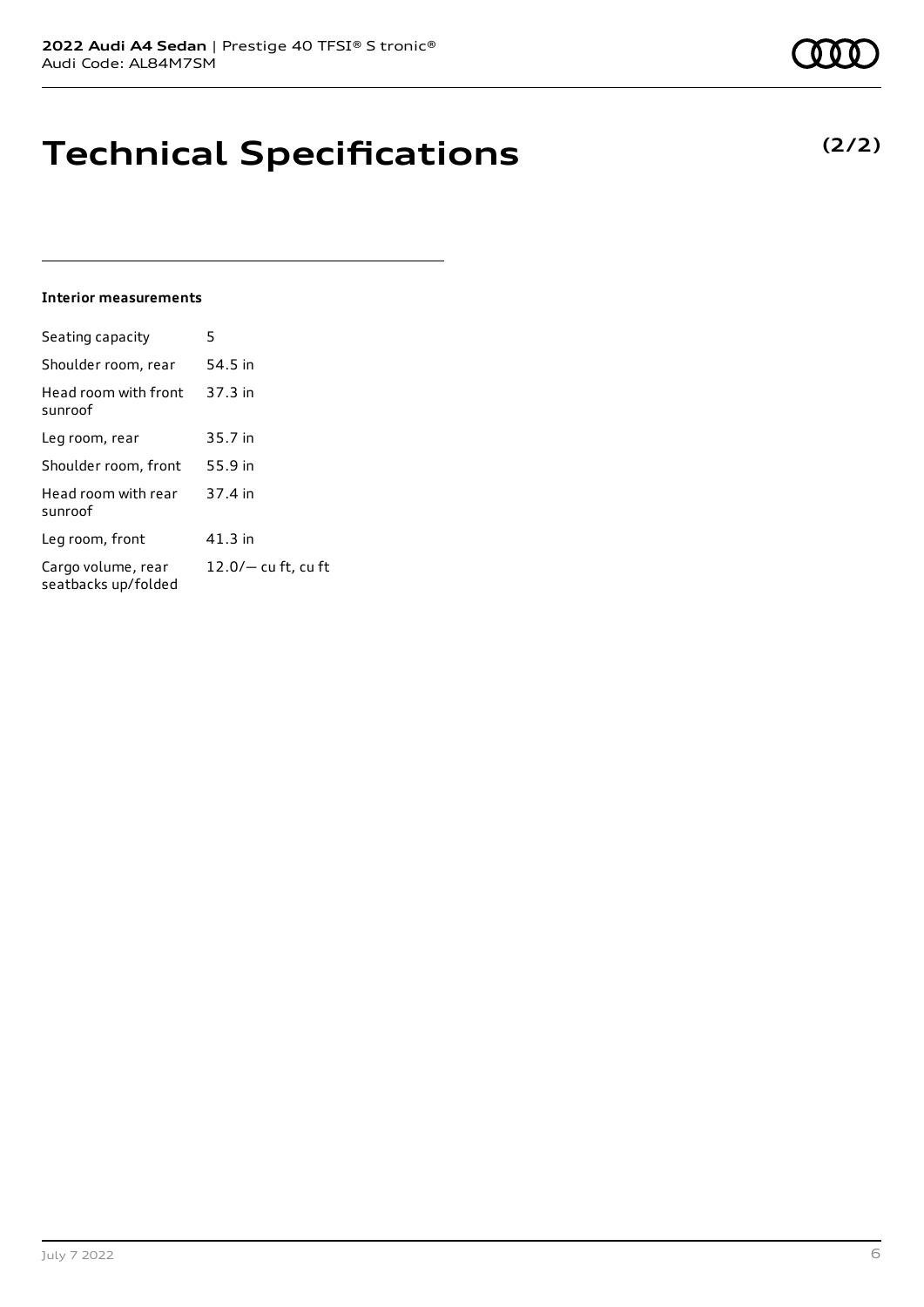# Technical Specifications

**(2/2)**

#### Interior measurements

| | |
|---|---|
| Seating capacity | 5 |
| Shoulder room, rear | 54.5 in |
| Head room with front sunroof | 37.3 in |
| Leg room, rear | 35.7 in |
| Shoulder room, front | 55.9 in |
| Head room with rear sunroof | 37.4 in |
| Leg room, front | 41.3 in |
| Cargo volume, rear seatbacks up/folded | 12.0/— cu ft, cu ft |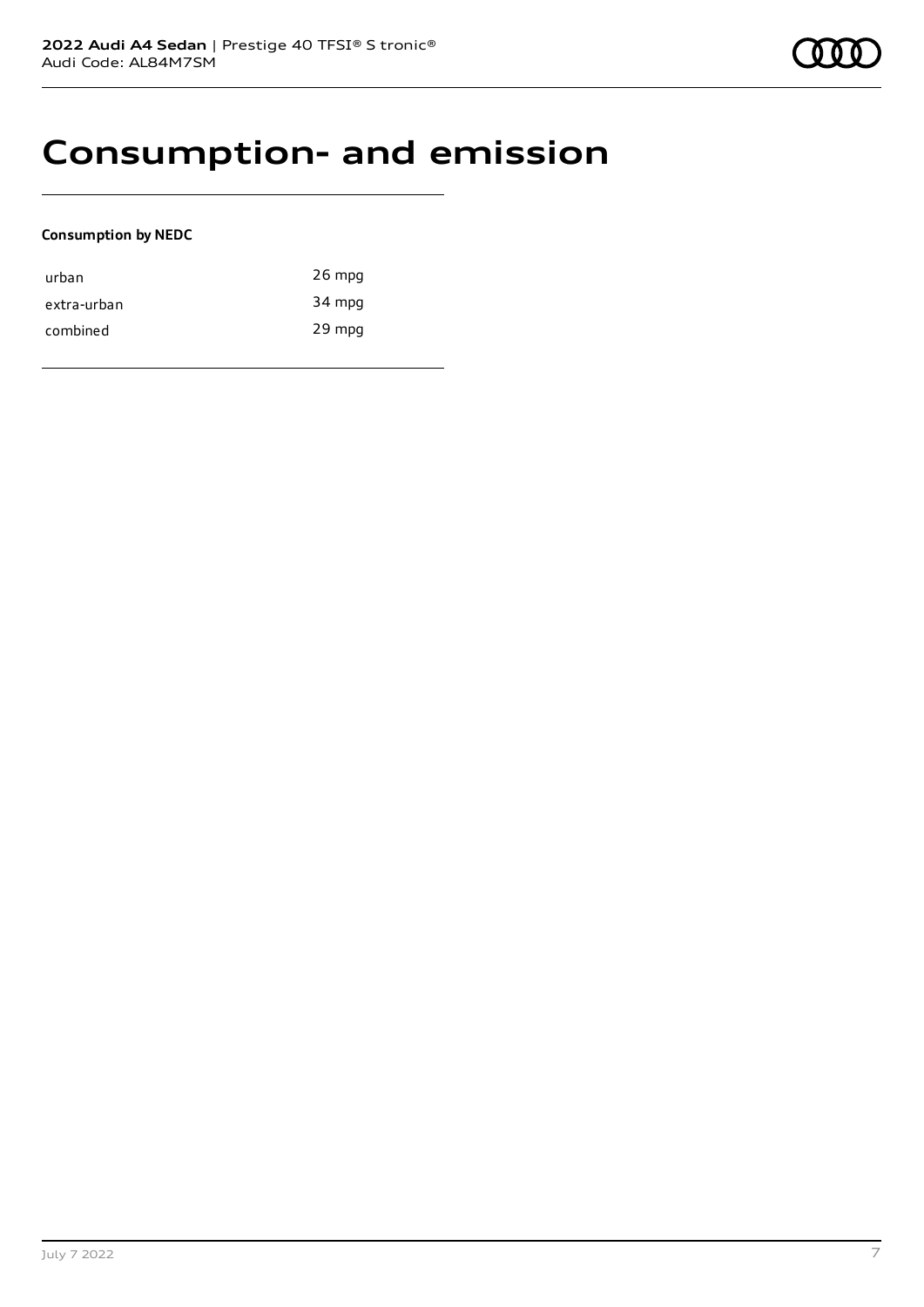# Consumption- and emission

**Consumption by NEDC**

| | |
|---|---|
| urban | 26 mpg |
| extra-urban | 34 mpg |
| combined | 29 mpg |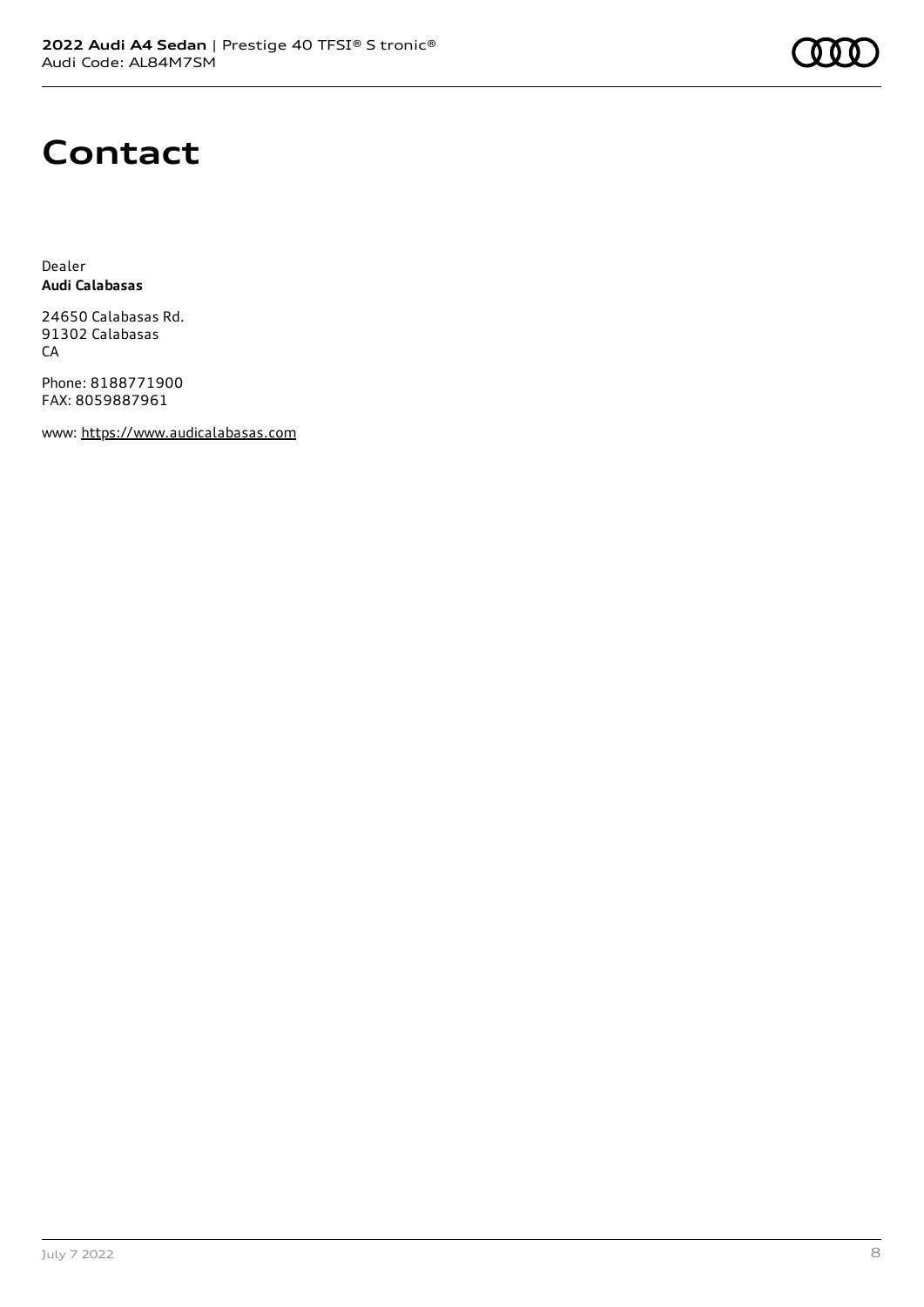# Contact

Dealer
**Audi Calabasas**

24650 Calabasas Rd.
91302 Calabasas
CA

Phone: 8188771900
FAX: 8059887961

www: https://www.audicalabasas.com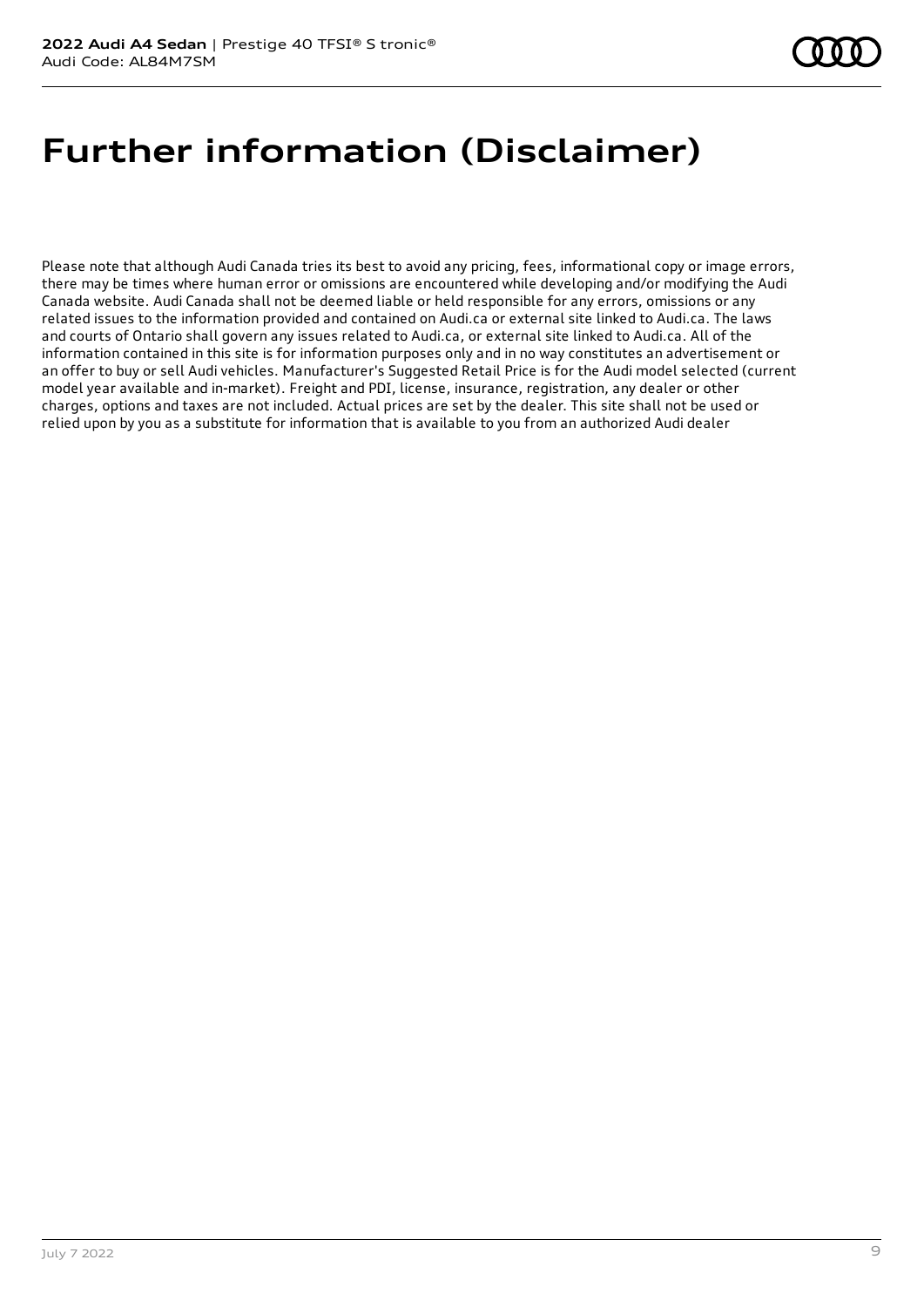# Further information (Disclaimer)

Please note that although Audi Canada tries its best to avoid any pricing, fees, informational copy or image errors, there may be times where human error or omissions are encountered while developing and/or modifying the Audi Canada website. Audi Canada shall not be deemed liable or held responsible for any errors, omissions or any related issues to the information provided and contained on Audi.ca or external site linked to Audi.ca. The laws and courts of Ontario shall govern any issues related to Audi.ca, or external site linked to Audi.ca. All of the information contained in this site is for information purposes only and in no way constitutes an advertisement or an offer to buy or sell Audi vehicles. Manufacturer's Suggested Retail Price is for the Audi model selected (current model year available and in-market). Freight and PDI, license, insurance, registration, any dealer or other charges, options and taxes are not included. Actual prices are set by the dealer. This site shall not be used or relied upon by you as a substitute for information that is available to you from an authorized Audi dealer